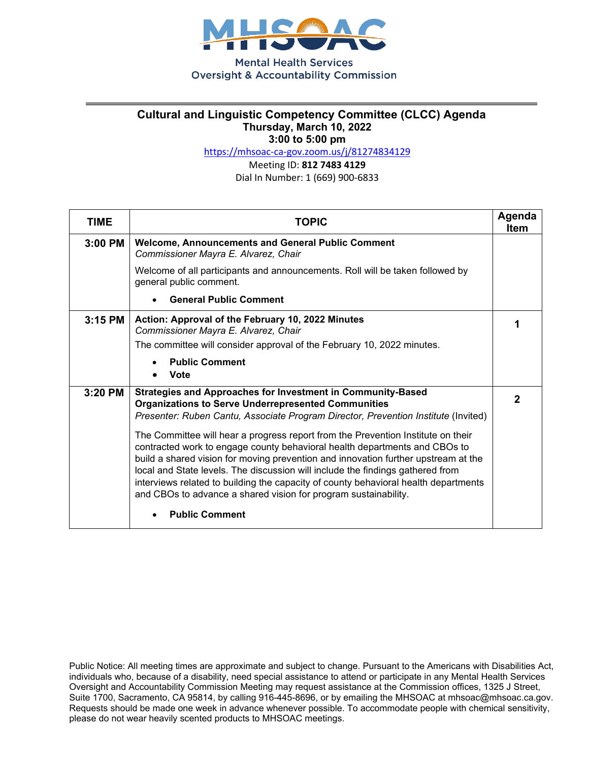Mental Health Services Oversight & Accountability Commission

## Cultural and Linguistic Competency Committee (CLCC) Agenda

**Thursday, March 10, 2022**

**3:00 to 5:00 pm**

https://mhsoac-ca-gov.zoom.us/j/81274834129

Meeting ID: **812 7483 4129**

Dial In Number: 1 (669) 900-6833

| TIME | TOPIC | Agenda Item |
|---|---|---|
| 3:00 PM | **Welcome, Announcements and General Public Comment**<br>*Commissioner Mayra E. Alvarez, Chair*<br>Welcome of all participants and announcements. Roll will be taken followed by general public comment.<br>• **General Public Comment** | |
| 3:15 PM | **Action: Approval of the February 10, 2022 Minutes**<br>*Commissioner Mayra E. Alvarez, Chair*<br>The committee will consider approval of the February 10, 2022 minutes.<br>• **Public Comment**<br>• **Vote** | 1 |
| 3:20 PM | **Strategies and Approaches for Investment in Community-Based Organizations to Serve Underrepresented Communities**<br>*Presenter: Ruben Cantu, Associate Program Director, Prevention Institute* (Invited)<br>The Committee will hear a progress report from the Prevention Institute on their contracted work to engage county behavioral health departments and CBOs to build a shared vision for moving prevention and innovation further upstream at the local and State levels. The discussion will include the findings gathered from interviews related to building the capacity of county behavioral health departments and CBOs to advance a shared vision for program sustainability.<br>• **Public Comment** | 2 |

Public Notice: All meeting times are approximate and subject to change. Pursuant to the Americans with Disabilities Act, individuals who, because of a disability, need special assistance to attend or participate in any Mental Health Services Oversight and Accountability Commission Meeting may request assistance at the Commission offices, 1325 J Street, Suite 1700, Sacramento, CA 95814, by calling 916-445-8696, or by emailing the MHSOAC at mhsoac@mhsoac.ca.gov. Requests should be made one week in advance whenever possible. To accommodate people with chemical sensitivity, please do not wear heavily scented products to MHSOAC meetings.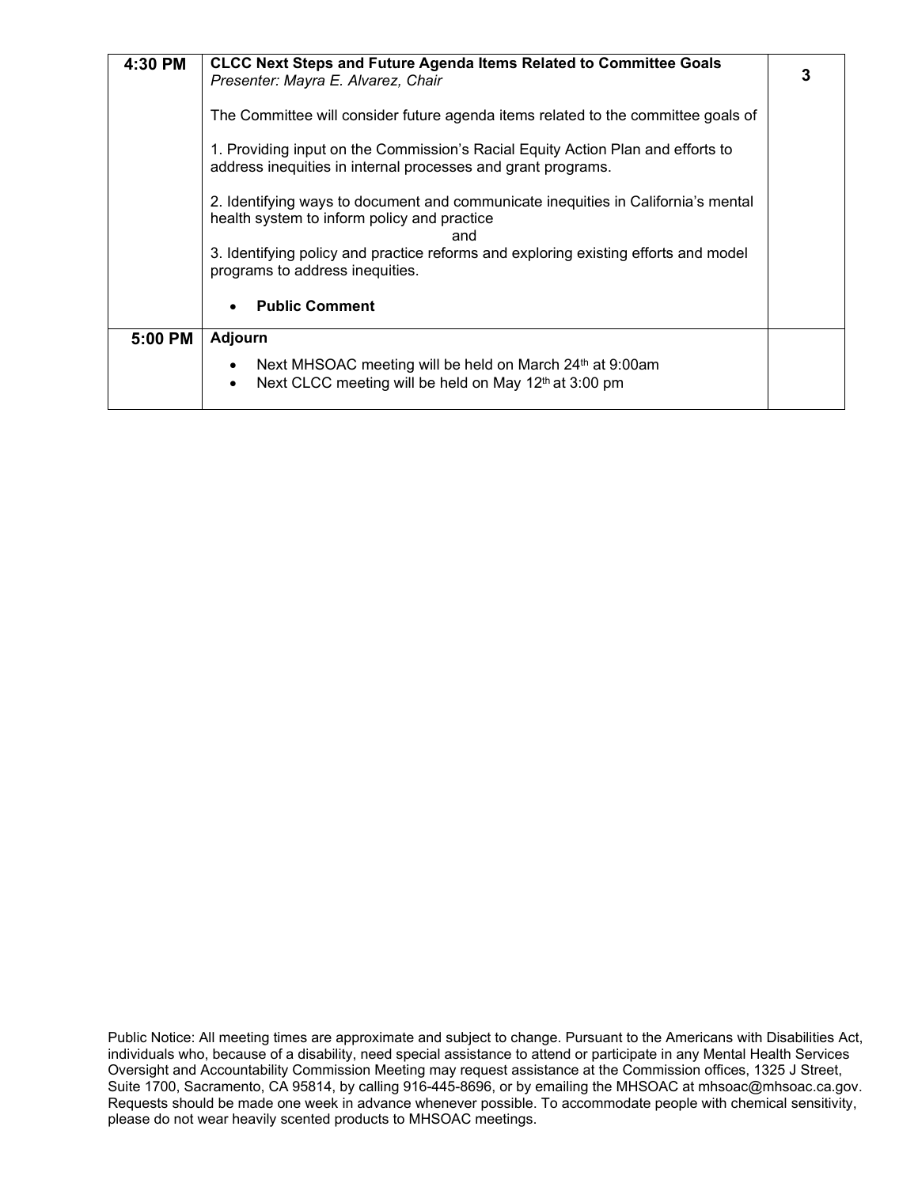| | | |
|---|---|---|
| **4:30 PM** | **CLCC Next Steps and Future Agenda Items Related to Committee Goals**<br>*Presenter: Mayra E. Alvarez, Chair*<br><br>The Committee will consider future agenda items related to the committee goals of<br><br>1. Providing input on the Commission's Racial Equity Action Plan and efforts to address inequities in internal processes and grant programs.<br><br>2. Identifying ways to document and communicate inequities in California's mental health system to inform policy and practice<br>and<br>3. Identifying policy and practice reforms and exploring existing efforts and model programs to address inequities.<br><br>• **Public Comment** | **3** |
| **5:00 PM** | **Adjourn**<br><br>• Next MHSOAC meeting will be held on March 24th at 9:00am<br>• Next CLCC meeting will be held on May 12th at 3:00 pm | |

Public Notice: All meeting times are approximate and subject to change. Pursuant to the Americans with Disabilities Act, individuals who, because of a disability, need special assistance to attend or participate in any Mental Health Services Oversight and Accountability Commission Meeting may request assistance at the Commission offices, 1325 J Street, Suite 1700, Sacramento, CA 95814, by calling 916-445-8696, or by emailing the MHSOAC at mhsoac@mhsoac.ca.gov. Requests should be made one week in advance whenever possible. To accommodate people with chemical sensitivity, please do not wear heavily scented products to MHSOAC meetings.